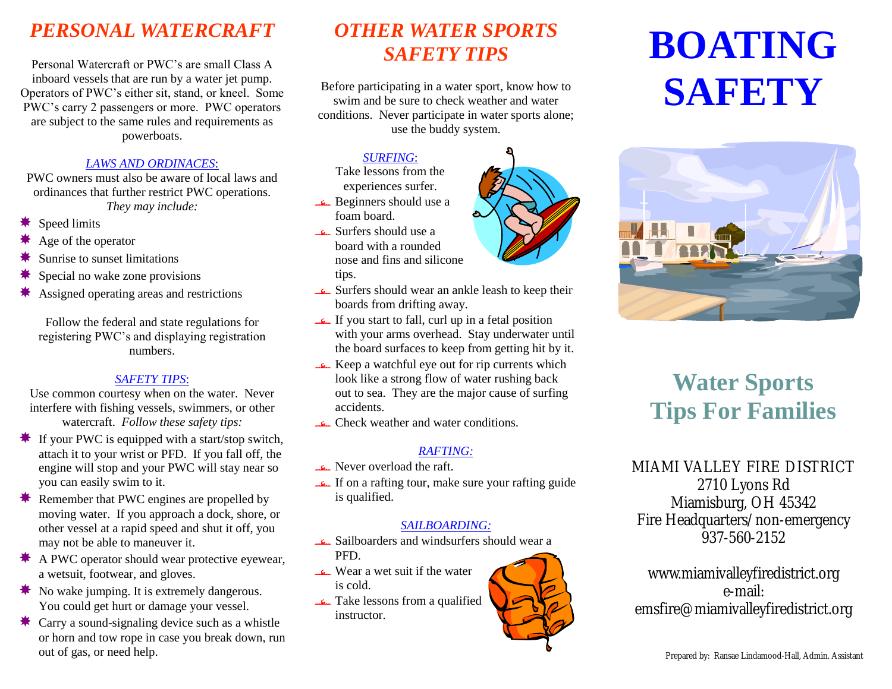## *PERSONAL WATERCRAFT*

Personal Watercraft or PWC's are small Class A inboard vessels that are run by a water jet pump. Operators of PWC's either sit, stand, or kneel. Some PWC's carry 2 passengers or more. PWC operators are subject to the same rules and requirements as powerboats.

*LAWS AND ORDINACES:*

PWC owners must also be aware of local laws and ordinances that further restrict PWC operations. *They may include:*

- Speed limits
- Age of the operator
- Sunrise to sunset limitations
- Special no wake zone provisions
- Assigned operating areas and restrictions

Follow the federal and state regulations for registering PWC's and displaying registration numbers.

*SAFETY TIPS:*

Use common courtesy when on the water. Never interfere with fishing vessels, swimmers, or other watercraft. *Follow these safety tips:*

- If your PWC is equipped with a start/stop switch, attach it to your wrist or PFD. If you fall off, the engine will stop and your PWC will stay near so you can easily swim to it.
- Remember that PWC engines are propelled by moving water. If you approach a dock, shore, or other vessel at a rapid speed and shut it off, you may not be able to maneuver it.
- A PWC operator should wear protective eyewear, a wetsuit, footwear, and gloves.
- No wake jumping. It is extremely dangerous. You could get hurt or damage your vessel.
- Carry a sound-signaling device such as a whistle or horn and tow rope in case you break down, run out of gas, or need help.

## *OTHER WATER SPORTS SAFETY TIPS*

Before participating in a water sport, know how to swim and be sure to check weather and water conditions. Never participate in water sports alone; use the buddy system.

*SURFING:*

Take lessons from the experiences surfer.

- Beginners should use a foam board.
- Surfers should use a board with a rounded nose and fins and silicone tips.
- Surfers should wear an ankle leash to keep their boards from drifting away.
- If you start to fall, curl up in a fetal position with your arms overhead. Stay underwater until the board surfaces to keep from getting hit by it.
- Keep a watchful eye out for rip currents which look like a strong flow of water rushing back out to sea. They are the major cause of surfing accidents.
- Check weather and water conditions.

*RAFTING:*

- Never overload the raft.
- If on a rafting tour, make sure your rafting guide is qualified.

*SAILBOARDING:*

- Sailboarders and windsurfers should wear a PFD.
- Wear a wet suit if the water is cold.
- Take lessons from a qualified instructor.

# BOATING SAFETY

## Water Sports Tips For Families

MIAMI VALLEY FIRE DISTRICT
2710 Lyons Rd
Miamisburg, OH 45342
Fire Headquarters/non-emergency
937-560-2152

www.miamivalleyfiredistrict.org
e-mail:
emsfire@miamivalleyfiredistrict.org

Prepared by: Ransae Lindamood-Hall, Admin. Assistant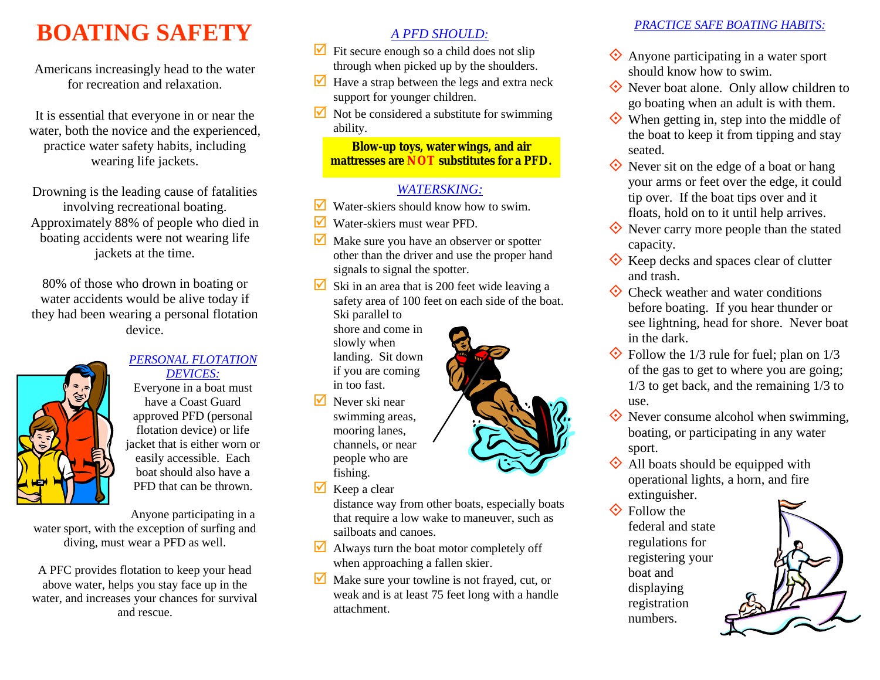# BOATING SAFETY

Americans increasingly head to the water for recreation and relaxation.

It is essential that everyone in or near the water, both the novice and the experienced, practice water safety habits, including wearing life jackets.

Drowning is the leading cause of fatalities involving recreational boating. Approximately 88% of people who died in boating accidents were not wearing life jackets at the time.

80% of those who drown in boating or water accidents would be alive today if they had been wearing a personal flotation device.

## *PERSONAL FLOTATION DEVICES:*

Everyone in a boat must have a Coast Guard approved PFD (personal flotation device) or life jacket that is either worn or easily accessible. Each boat should also have a PFD that can be thrown.

Anyone participating in a water sport, with the exception of surfing and diving, must wear a PFD as well.

A PFC provides flotation to keep your head above water, helps you stay face up in the water, and increases your chances for survival and rescue.

## *A PFD SHOULD:*

- Fit secure enough so a child does not slip through when picked up by the shoulders.
- Have a strap between the legs and extra neck support for younger children.
- Not be considered a substitute for swimming ability.

**Blow-up toys, water wings, and air mattresses are NOT substitutes for a PFD.**

## *WATERSKING:*

- Water-skiers should know how to swim.
- Water-skiers must wear PFD.
- Make sure you have an observer or spotter other than the driver and use the proper hand signals to signal the spotter.
- Ski in an area that is 200 feet wide leaving a safety area of 100 feet on each side of the boat. Ski parallel to shore and come in slowly when landing. Sit down if you are coming in too fast.
- Never ski near swimming areas, mooring lanes, channels, or near people who are fishing.
- Keep a clear distance way from other boats, especially boats that require a low wake to maneuver, such as sailboats and canoes.
- Always turn the boat motor completely off when approaching a fallen skier.
- Make sure your towline is not frayed, cut, or weak and is at least 75 feet long with a handle attachment.

## *PRACTICE SAFE BOATING HABITS:*

- Anyone participating in a water sport should know how to swim.
- Never boat alone. Only allow children to go boating when an adult is with them.
- When getting in, step into the middle of the boat to keep it from tipping and stay seated.
- Never sit on the edge of a boat or hang your arms or feet over the edge, it could tip over. If the boat tips over and it floats, hold on to it until help arrives.
- Never carry more people than the stated capacity.
- Keep decks and spaces clear of clutter and trash.
- Check weather and water conditions before boating. If you hear thunder or see lightning, head for shore. Never boat in the dark.
- Follow the 1/3 rule for fuel; plan on 1/3 of the gas to get to where you are going; 1/3 to get back, and the remaining 1/3 to use.
- Never consume alcohol when swimming, boating, or participating in any water sport.
- All boats should be equipped with operational lights, a horn, and fire extinguisher.
- Follow the federal and state regulations for registering your boat and displaying registration numbers.